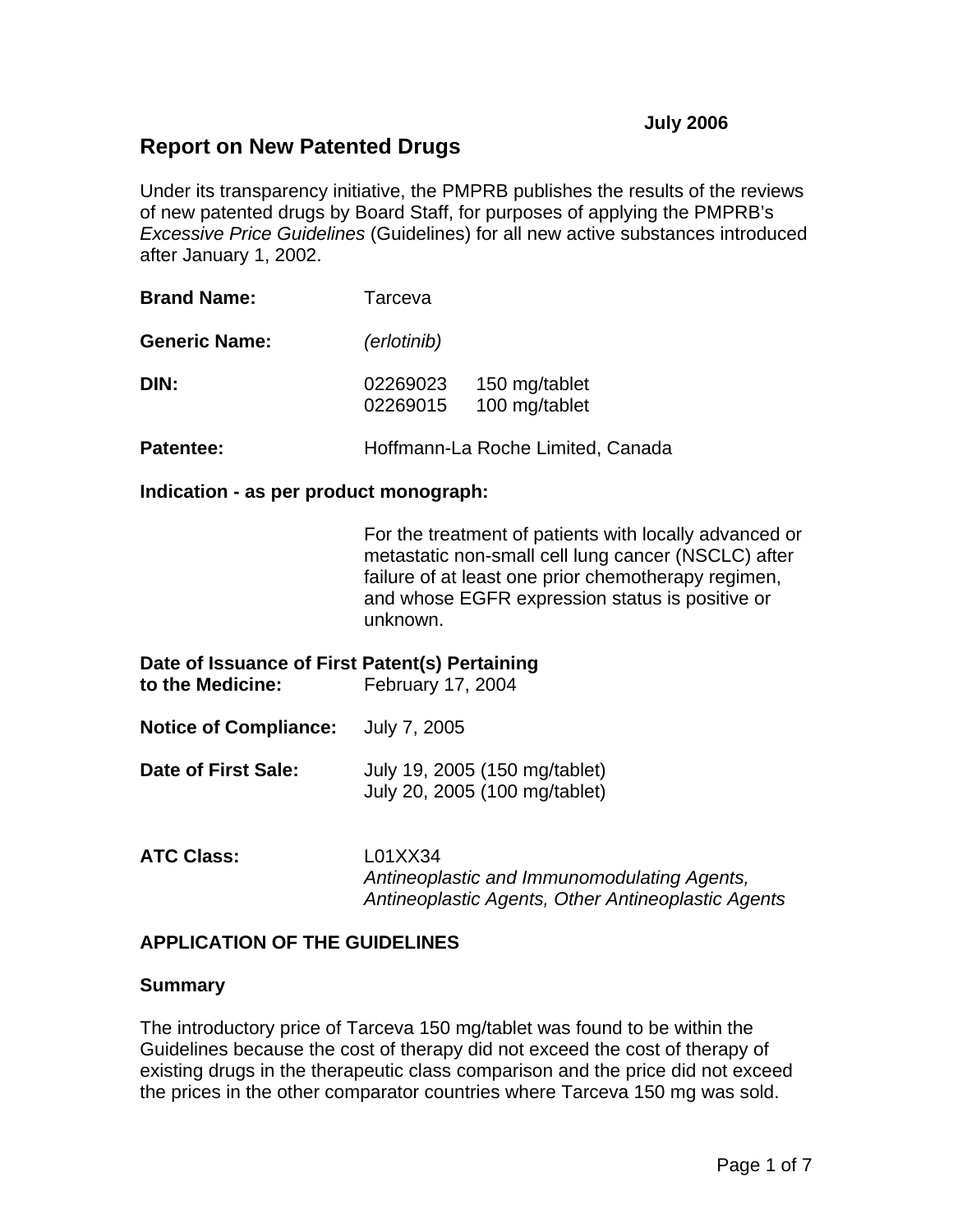**July 2006**

# Report on New Patented Drugs

Under its transparency initiative, the PMPRB publishes the results of the reviews of new patented drugs by Board Staff, for purposes of applying the PMPRB's *Excessive Price Guidelines* (Guidelines) for all new active substances introduced after January 1, 2002.

**Brand Name:** Tarceva

**Generic Name:** *(erlotinib)*

**DIN:** 02269023 150 mg/tablet
02269015 100 mg/tablet

**Patentee:** Hoffmann-La Roche Limited, Canada

**Indication - as per product monograph:**

For the treatment of patients with locally advanced or metastatic non-small cell lung cancer (NSCLC) after failure of at least one prior chemotherapy regimen, and whose EGFR expression status is positive or unknown.

**Date of Issuance of First Patent(s) Pertaining to the Medicine:** February 17, 2004

**Notice of Compliance:** July 7, 2005

**Date of First Sale:** July 19, 2005 (150 mg/tablet)
July 20, 2005 (100 mg/tablet)

**ATC Class:** L01XX34
*Antineoplastic and Immunomodulating Agents, Antineoplastic Agents, Other Antineoplastic Agents*

## APPLICATION OF THE GUIDELINES

### Summary

The introductory price of Tarceva 150 mg/tablet was found to be within the Guidelines because the cost of therapy did not exceed the cost of therapy of existing drugs in the therapeutic class comparison and the price did not exceed the prices in the other comparator countries where Tarceva 150 mg was sold.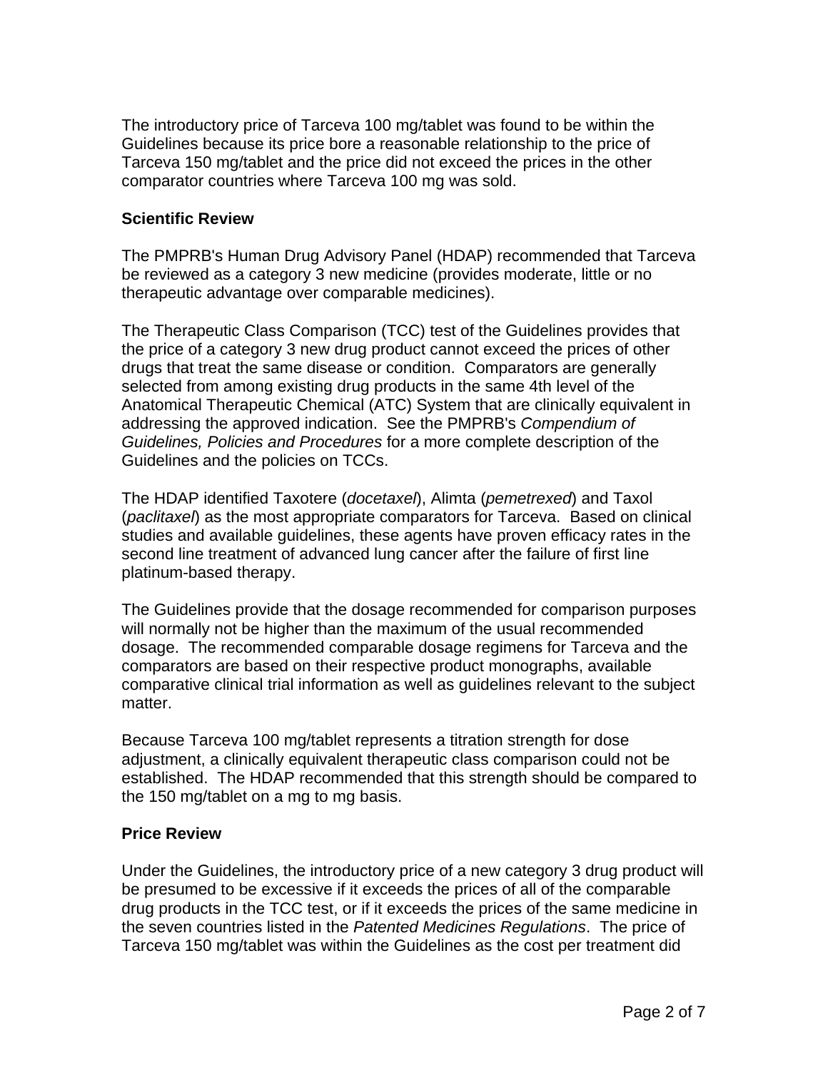The introductory price of Tarceva 100 mg/tablet was found to be within the Guidelines because its price bore a reasonable relationship to the price of Tarceva 150 mg/tablet and the price did not exceed the prices in the other comparator countries where Tarceva 100 mg was sold.

## Scientific Review

The PMPRB's Human Drug Advisory Panel (HDAP) recommended that Tarceva be reviewed as a category 3 new medicine (provides moderate, little or no therapeutic advantage over comparable medicines).

The Therapeutic Class Comparison (TCC) test of the Guidelines provides that the price of a category 3 new drug product cannot exceed the prices of other drugs that treat the same disease or condition. Comparators are generally selected from among existing drug products in the same 4th level of the Anatomical Therapeutic Chemical (ATC) System that are clinically equivalent in addressing the approved indication. See the PMPRB's *Compendium of Guidelines, Policies and Procedures* for a more complete description of the Guidelines and the policies on TCCs.

The HDAP identified Taxotere (*docetaxel*), Alimta (*pemetrexed*) and Taxol (*paclitaxel*) as the most appropriate comparators for Tarceva. Based on clinical studies and available guidelines, these agents have proven efficacy rates in the second line treatment of advanced lung cancer after the failure of first line platinum-based therapy.

The Guidelines provide that the dosage recommended for comparison purposes will normally not be higher than the maximum of the usual recommended dosage. The recommended comparable dosage regimens for Tarceva and the comparators are based on their respective product monographs, available comparative clinical trial information as well as guidelines relevant to the subject matter.

Because Tarceva 100 mg/tablet represents a titration strength for dose adjustment, a clinically equivalent therapeutic class comparison could not be established. The HDAP recommended that this strength should be compared to the 150 mg/tablet on a mg to mg basis.

## Price Review

Under the Guidelines, the introductory price of a new category 3 drug product will be presumed to be excessive if it exceeds the prices of all of the comparable drug products in the TCC test, or if it exceeds the prices of the same medicine in the seven countries listed in the *Patented Medicines Regulations*. The price of Tarceva 150 mg/tablet was within the Guidelines as the cost per treatment did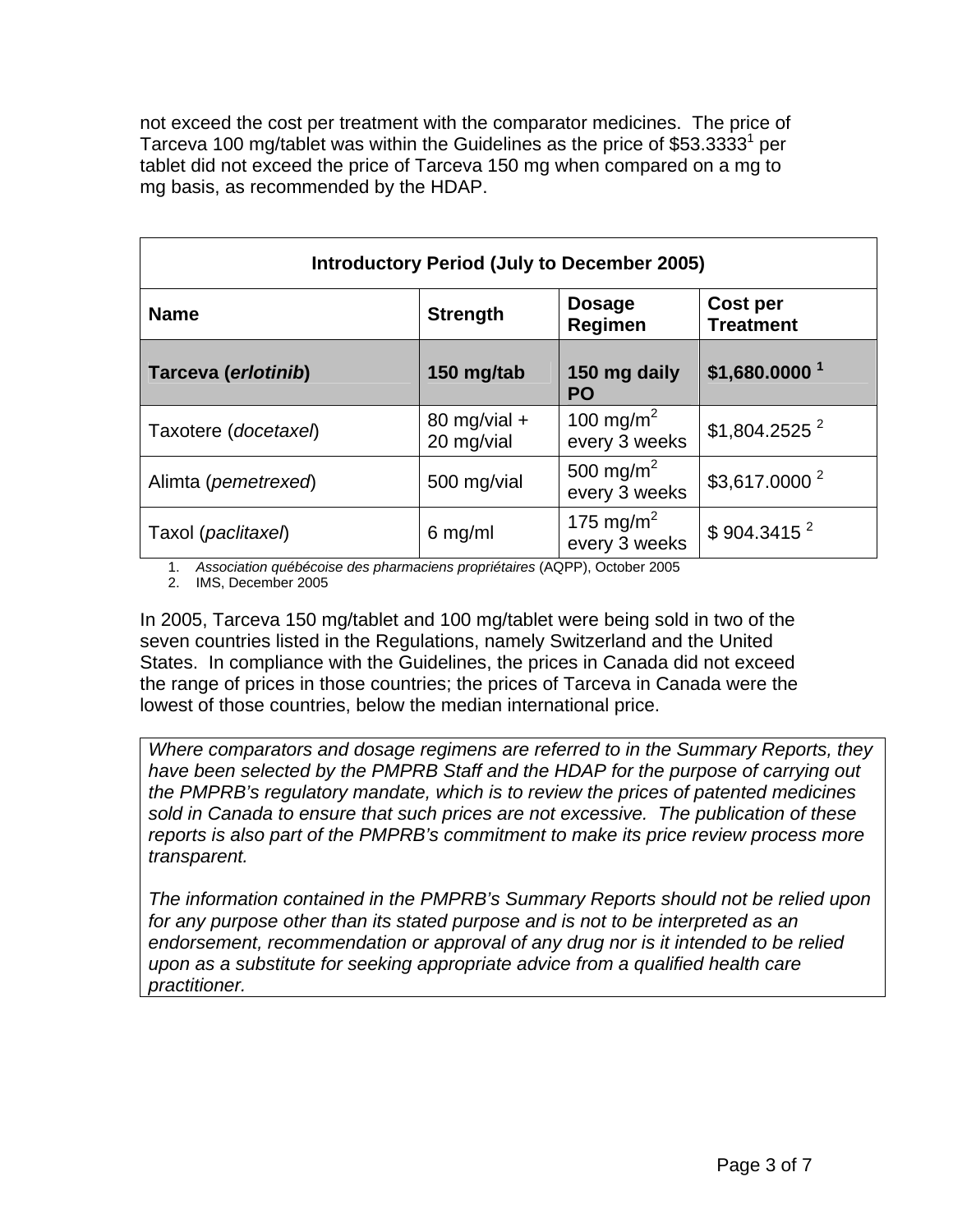not exceed the cost per treatment with the comparator medicines. The price of Tarceva 100 mg/tablet was within the Guidelines as the price of $53.3333[1] per tablet did not exceed the price of Tarceva 150 mg when compared on a mg to mg basis, as recommended by the HDAP.

| Introductory Period (July to December 2005) | | | |
|---|---|---|---|
| **Name** | **Strength** | **Dosage Regimen** | **Cost per Treatment** |
| **Tarceva (*erlotinib*)** | **150 mg/tab** | **150 mg daily PO** | **$1,680.0000 [1]** |
| Taxotere (*docetaxel*) | 80 mg/vial + 20 mg/vial | 100 mg/m$^2$ every 3 weeks | $1,804.2525 [2] |
| Alimta (*pemetrexed*) | 500 mg/vial | 500 mg/m$^2$ every 3 weeks | $3,617.0000 [2] |
| Taxol (*paclitaxel*) | 6 mg/ml | 175 mg/m$^2$ every 3 weeks | $ 904.3415 [2] |

1. *Association québécoise des pharmaciens propriétaires* (AQPP), October 2005
2. IMS, December 2005

In 2005, Tarceva 150 mg/tablet and 100 mg/tablet were being sold in two of the seven countries listed in the Regulations, namely Switzerland and the United States. In compliance with the Guidelines, the prices in Canada did not exceed the range of prices in those countries; the prices of Tarceva in Canada were the lowest of those countries, below the median international price.

*Where comparators and dosage regimens are referred to in the Summary Reports, they have been selected by the PMPRB Staff and the HDAP for the purpose of carrying out the PMPRB's regulatory mandate, which is to review the prices of patented medicines sold in Canada to ensure that such prices are not excessive. The publication of these reports is also part of the PMPRB's commitment to make its price review process more transparent.*

*The information contained in the PMPRB's Summary Reports should not be relied upon for any purpose other than its stated purpose and is not to be interpreted as an endorsement, recommendation or approval of any drug nor is it intended to be relied upon as a substitute for seeking appropriate advice from a qualified health care practitioner.*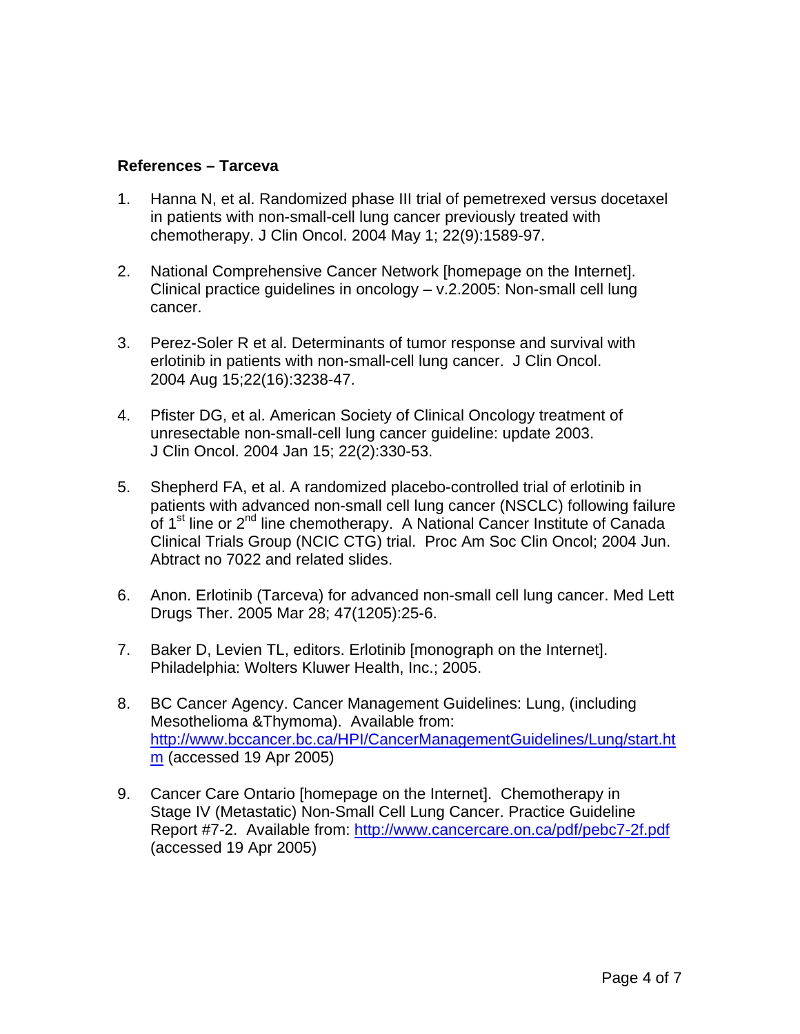**References – Tarceva**

1. Hanna N, et al. Randomized phase III trial of pemetrexed versus docetaxel in patients with non-small-cell lung cancer previously treated with chemotherapy. J Clin Oncol. 2004 May 1; 22(9):1589-97.

2. National Comprehensive Cancer Network [homepage on the Internet]. Clinical practice guidelines in oncology – v.2.2005: Non-small cell lung cancer.

3. Perez-Soler R et al. Determinants of tumor response and survival with erlotinib in patients with non-small-cell lung cancer. J Clin Oncol. 2004 Aug 15;22(16):3238-47.

4. Pfister DG, et al. American Society of Clinical Oncology treatment of unresectable non-small-cell lung cancer guideline: update 2003. J Clin Oncol. 2004 Jan 15; 22(2):330-53.

5. Shepherd FA, et al. A randomized placebo-controlled trial of erlotinib in patients with advanced non-small cell lung cancer (NSCLC) following failure of 1st line or 2nd line chemotherapy. A National Cancer Institute of Canada Clinical Trials Group (NCIC CTG) trial. Proc Am Soc Clin Oncol; 2004 Jun. Abtract no 7022 and related slides.

6. Anon. Erlotinib (Tarceva) for advanced non-small cell lung cancer. Med Lett Drugs Ther. 2005 Mar 28; 47(1205):25-6.

7. Baker D, Levien TL, editors. Erlotinib [monograph on the Internet]. Philadelphia: Wolters Kluwer Health, Inc.; 2005.

8. BC Cancer Agency. Cancer Management Guidelines: Lung, (including Mesothelioma &Thymoma). Available from: http://www.bccancer.bc.ca/HPI/CancerManagementGuidelines/Lung/start.htm (accessed 19 Apr 2005)

9. Cancer Care Ontario [homepage on the Internet]. Chemotherapy in Stage IV (Metastatic) Non-Small Cell Lung Cancer. Practice Guideline Report #7-2. Available from: http://www.cancercare.on.ca/pdf/pebc7-2f.pdf (accessed 19 Apr 2005)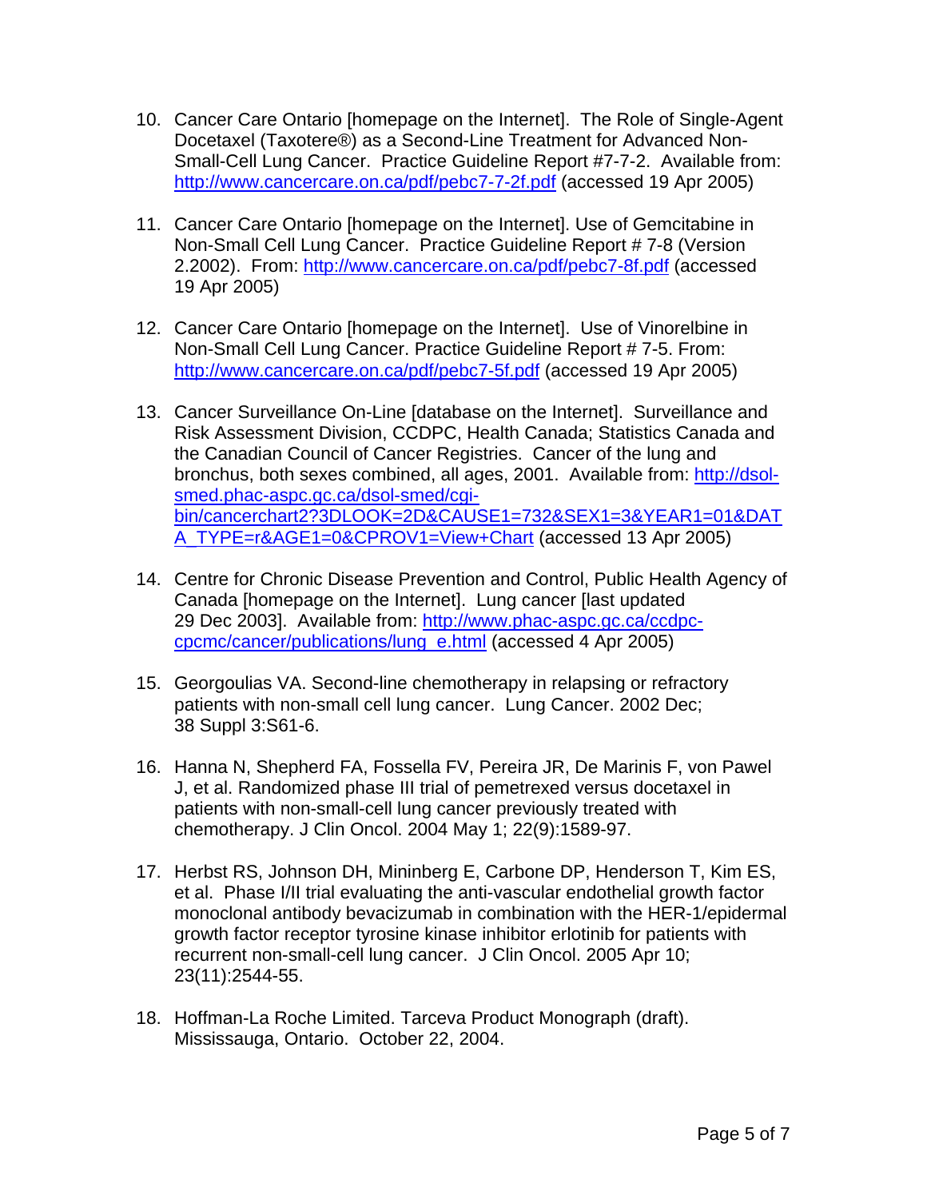10. Cancer Care Ontario [homepage on the Internet]. The Role of Single-Agent Docetaxel (Taxotere®) as a Second-Line Treatment for Advanced Non-Small-Cell Lung Cancer. Practice Guideline Report #7-7-2. Available from: http://www.cancercare.on.ca/pdf/pebc7-7-2f.pdf (accessed 19 Apr 2005)

11. Cancer Care Ontario [homepage on the Internet]. Use of Gemcitabine in Non-Small Cell Lung Cancer. Practice Guideline Report # 7-8 (Version 2.2002). From: http://www.cancercare.on.ca/pdf/pebc7-8f.pdf (accessed 19 Apr 2005)

12. Cancer Care Ontario [homepage on the Internet]. Use of Vinorelbine in Non-Small Cell Lung Cancer. Practice Guideline Report # 7-5. From: http://www.cancercare.on.ca/pdf/pebc7-5f.pdf (accessed 19 Apr 2005)

13. Cancer Surveillance On-Line [database on the Internet]. Surveillance and Risk Assessment Division, CCDPC, Health Canada; Statistics Canada and the Canadian Council of Cancer Registries. Cancer of the lung and bronchus, both sexes combined, all ages, 2001. Available from: http://dsol-smed.phac-aspc.gc.ca/dsol-smed/cgi-bin/cancerchart2?3DLOOK=2D&CAUSE1=732&SEX1=3&YEAR1=01&DATA_TYPE=r&AGE1=0&CPROV1=View+Chart (accessed 13 Apr 2005)

14. Centre for Chronic Disease Prevention and Control, Public Health Agency of Canada [homepage on the Internet]. Lung cancer [last updated 29 Dec 2003]. Available from: http://www.phac-aspc.gc.ca/ccdpc-cpcmc/cancer/publications/lung_e.html (accessed 4 Apr 2005)

15. Georgoulias VA. Second-line chemotherapy in relapsing or refractory patients with non-small cell lung cancer. Lung Cancer. 2002 Dec; 38 Suppl 3:S61-6.

16. Hanna N, Shepherd FA, Fossella FV, Pereira JR, De Marinis F, von Pawel J, et al. Randomized phase III trial of pemetrexed versus docetaxel in patients with non-small-cell lung cancer previously treated with chemotherapy. J Clin Oncol. 2004 May 1; 22(9):1589-97.

17. Herbst RS, Johnson DH, Mininberg E, Carbone DP, Henderson T, Kim ES, et al. Phase I/II trial evaluating the anti-vascular endothelial growth factor monoclonal antibody bevacizumab in combination with the HER-1/epidermal growth factor receptor tyrosine kinase inhibitor erlotinib for patients with recurrent non-small-cell lung cancer. J Clin Oncol. 2005 Apr 10; 23(11):2544-55.

18. Hoffman-La Roche Limited. Tarceva Product Monograph (draft). Mississauga, Ontario. October 22, 2004.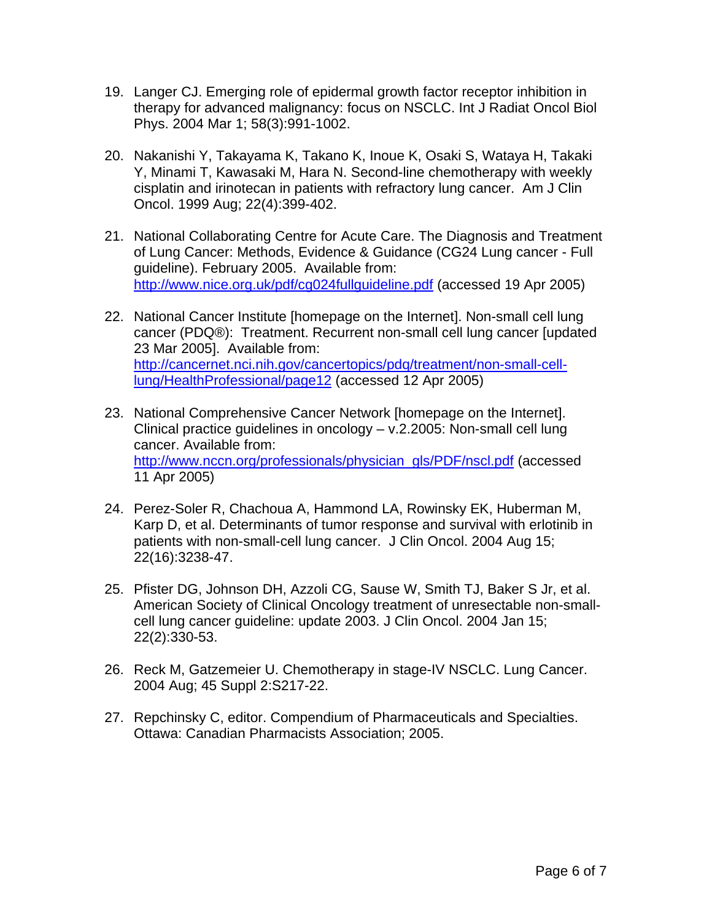19. Langer CJ. Emerging role of epidermal growth factor receptor inhibition in therapy for advanced malignancy: focus on NSCLC. Int J Radiat Oncol Biol Phys. 2004 Mar 1; 58(3):991-1002.

20. Nakanishi Y, Takayama K, Takano K, Inoue K, Osaki S, Wataya H, Takaki Y, Minami T, Kawasaki M, Hara N. Second-line chemotherapy with weekly cisplatin and irinotecan in patients with refractory lung cancer. Am J Clin Oncol. 1999 Aug; 22(4):399-402.

21. National Collaborating Centre for Acute Care. The Diagnosis and Treatment of Lung Cancer: Methods, Evidence & Guidance (CG24 Lung cancer - Full guideline). February 2005. Available from: http://www.nice.org.uk/pdf/cg024fullguideline.pdf (accessed 19 Apr 2005)

22. National Cancer Institute [homepage on the Internet]. Non-small cell lung cancer (PDQ®): Treatment. Recurrent non-small cell lung cancer [updated 23 Mar 2005]. Available from: http://cancernet.nci.nih.gov/cancertopics/pdq/treatment/non-small-cell-lung/HealthProfessional/page12 (accessed 12 Apr 2005)

23. National Comprehensive Cancer Network [homepage on the Internet]. Clinical practice guidelines in oncology – v.2.2005: Non-small cell lung cancer. Available from: http://www.nccn.org/professionals/physician_gls/PDF/nscl.pdf (accessed 11 Apr 2005)

24. Perez-Soler R, Chachoua A, Hammond LA, Rowinsky EK, Huberman M, Karp D, et al. Determinants of tumor response and survival with erlotinib in patients with non-small-cell lung cancer. J Clin Oncol. 2004 Aug 15; 22(16):3238-47.

25. Pfister DG, Johnson DH, Azzoli CG, Sause W, Smith TJ, Baker S Jr, et al. American Society of Clinical Oncology treatment of unresectable non-small-cell lung cancer guideline: update 2003. J Clin Oncol. 2004 Jan 15; 22(2):330-53.

26. Reck M, Gatzemeier U. Chemotherapy in stage-IV NSCLC. Lung Cancer. 2004 Aug; 45 Suppl 2:S217-22.

27. Repchinsky C, editor. Compendium of Pharmaceuticals and Specialties. Ottawa: Canadian Pharmacists Association; 2005.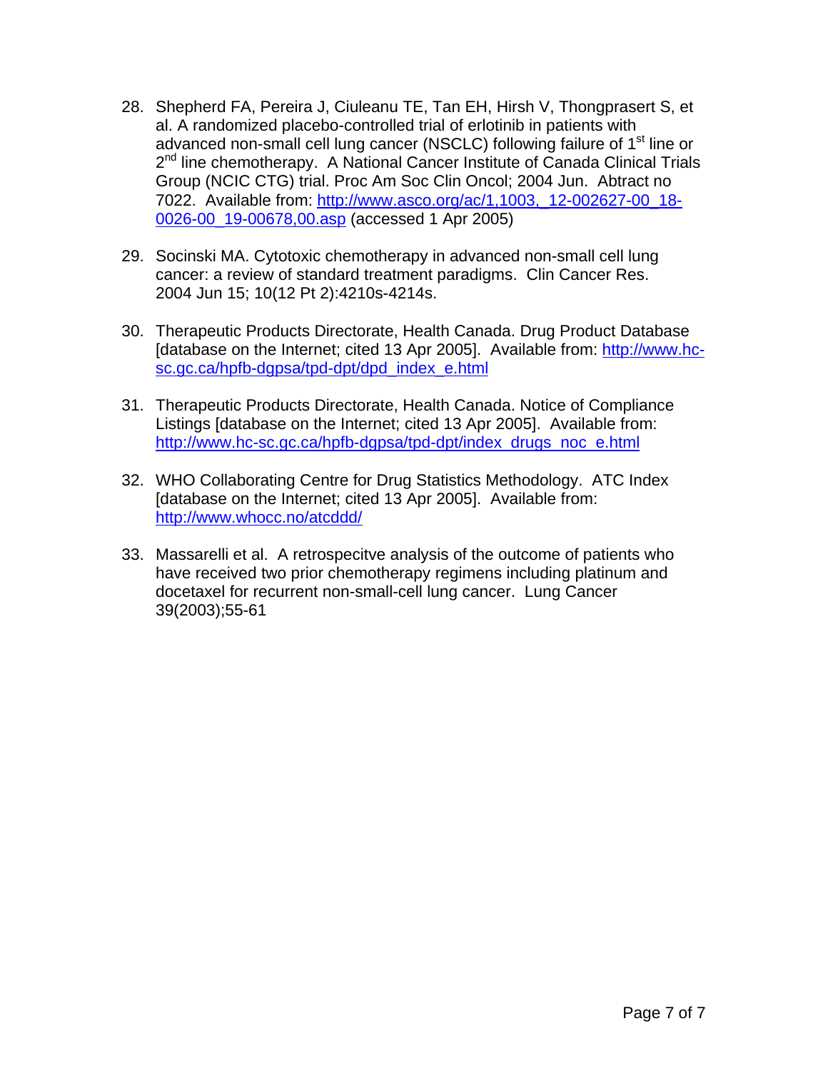28. Shepherd FA, Pereira J, Ciuleanu TE, Tan EH, Hirsh V, Thongprasert S, et al. A randomized placebo-controlled trial of erlotinib in patients with advanced non-small cell lung cancer (NSCLC) following failure of 1st line or 2nd line chemotherapy. A National Cancer Institute of Canada Clinical Trials Group (NCIC CTG) trial. Proc Am Soc Clin Oncol; 2004 Jun. Abtract no 7022. Available from: http://www.asco.org/ac/1,1003,_12-002627-00_18-0026-00_19-00678,00.asp (accessed 1 Apr 2005)

29. Socinski MA. Cytotoxic chemotherapy in advanced non-small cell lung cancer: a review of standard treatment paradigms. Clin Cancer Res. 2004 Jun 15; 10(12 Pt 2):4210s-4214s.

30. Therapeutic Products Directorate, Health Canada. Drug Product Database [database on the Internet; cited 13 Apr 2005]. Available from: http://www.hc-sc.gc.ca/hpfb-dgpsa/tpd-dpt/dpd_index_e.html

31. Therapeutic Products Directorate, Health Canada. Notice of Compliance Listings [database on the Internet; cited 13 Apr 2005]. Available from: http://www.hc-sc.gc.ca/hpfb-dgpsa/tpd-dpt/index_drugs_noc_e.html

32. WHO Collaborating Centre for Drug Statistics Methodology. ATC Index [database on the Internet; cited 13 Apr 2005]. Available from: http://www.whocc.no/atcddd/

33. Massarelli et al. A retrospecitve analysis of the outcome of patients who have received two prior chemotherapy regimens including platinum and docetaxel for recurrent non-small-cell lung cancer. Lung Cancer 39(2003);55-61